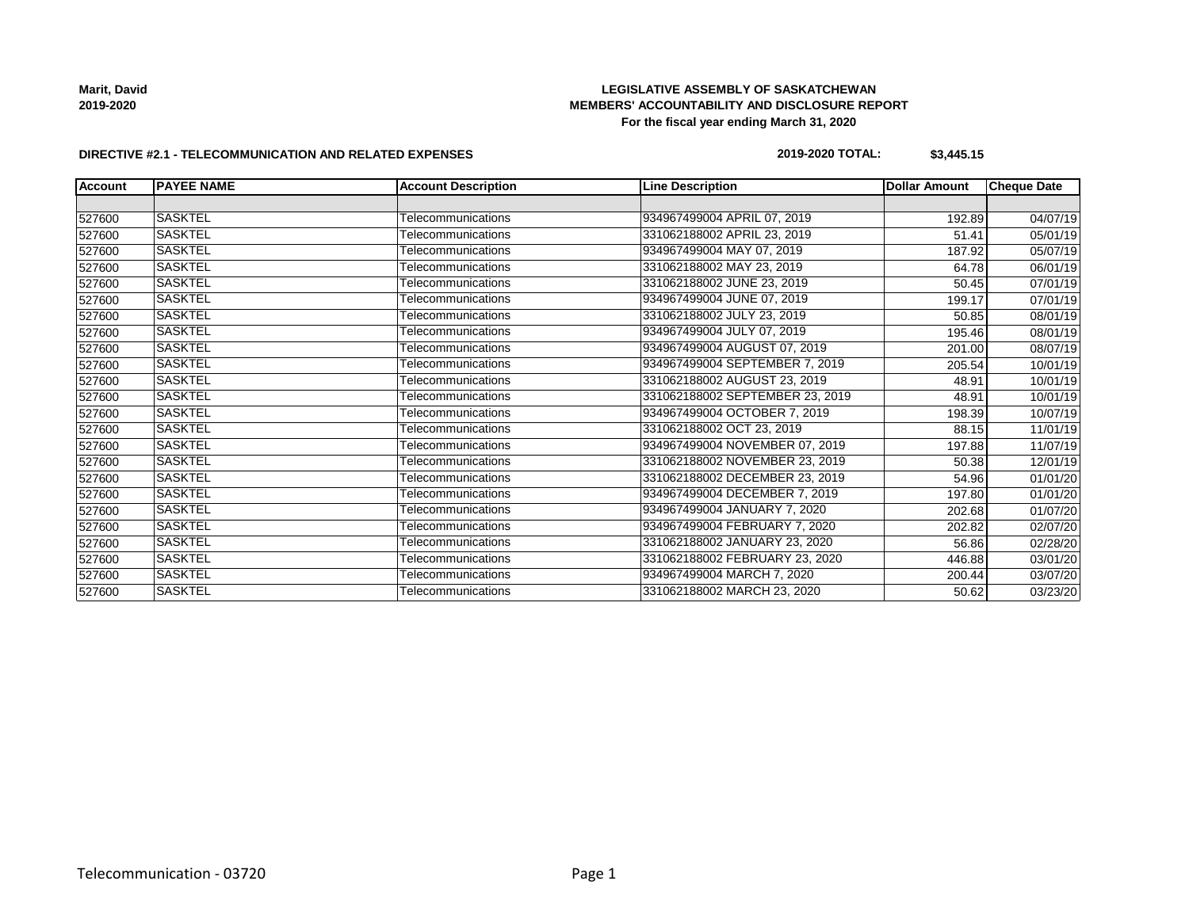**Marit, David**
**2019-2020**

**LEGISLATIVE ASSEMBLY OF SASKATCHEWAN**
**MEMBERS' ACCOUNTABILITY AND DISCLOSURE REPORT**
**For the fiscal year ending March 31, 2020**

**DIRECTIVE #2.1 - TELECOMMUNICATION AND RELATED EXPENSES** **2019-2020 TOTAL: $3,445.15**

| Account | PAYEE NAME | Account Description | Line Description | Dollar Amount | Cheque Date |
|---|---|---|---|---|---|
| | | | | | |
| 527600 | SASKTEL | Telecommunications | 934967499004 APRIL 07, 2019 | 192.89 | 04/07/19 |
| 527600 | SASKTEL | Telecommunications | 331062188002 APRIL 23, 2019 | 51.41 | 05/01/19 |
| 527600 | SASKTEL | Telecommunications | 934967499004 MAY 07, 2019 | 187.92 | 05/07/19 |
| 527600 | SASKTEL | Telecommunications | 331062188002 MAY 23, 2019 | 64.78 | 06/01/19 |
| 527600 | SASKTEL | Telecommunications | 331062188002 JUNE 23, 2019 | 50.45 | 07/01/19 |
| 527600 | SASKTEL | Telecommunications | 934967499004 JUNE 07, 2019 | 199.17 | 07/01/19 |
| 527600 | SASKTEL | Telecommunications | 331062188002 JULY 23, 2019 | 50.85 | 08/01/19 |
| 527600 | SASKTEL | Telecommunications | 934967499004 JULY 07, 2019 | 195.46 | 08/01/19 |
| 527600 | SASKTEL | Telecommunications | 934967499004 AUGUST 07, 2019 | 201.00 | 08/07/19 |
| 527600 | SASKTEL | Telecommunications | 934967499004 SEPTEMBER 7, 2019 | 205.54 | 10/01/19 |
| 527600 | SASKTEL | Telecommunications | 331062188002 AUGUST 23, 2019 | 48.91 | 10/01/19 |
| 527600 | SASKTEL | Telecommunications | 331062188002 SEPTEMBER 23, 2019 | 48.91 | 10/01/19 |
| 527600 | SASKTEL | Telecommunications | 934967499004 OCTOBER 7, 2019 | 198.39 | 10/07/19 |
| 527600 | SASKTEL | Telecommunications | 331062188002 OCT 23, 2019 | 88.15 | 11/01/19 |
| 527600 | SASKTEL | Telecommunications | 934967499004 NOVEMBER 07, 2019 | 197.88 | 11/07/19 |
| 527600 | SASKTEL | Telecommunications | 331062188002 NOVEMBER 23, 2019 | 50.38 | 12/01/19 |
| 527600 | SASKTEL | Telecommunications | 331062188002 DECEMBER 23, 2019 | 54.96 | 01/01/20 |
| 527600 | SASKTEL | Telecommunications | 934967499004 DECEMBER 7, 2019 | 197.80 | 01/01/20 |
| 527600 | SASKTEL | Telecommunications | 934967499004 JANUARY 7, 2020 | 202.68 | 01/07/20 |
| 527600 | SASKTEL | Telecommunications | 934967499004 FEBRUARY 7, 2020 | 202.82 | 02/07/20 |
| 527600 | SASKTEL | Telecommunications | 331062188002 JANUARY 23, 2020 | 56.86 | 02/28/20 |
| 527600 | SASKTEL | Telecommunications | 331062188002 FEBRUARY 23, 2020 | 446.88 | 03/01/20 |
| 527600 | SASKTEL | Telecommunications | 934967499004 MARCH 7, 2020 | 200.44 | 03/07/20 |
| 527600 | SASKTEL | Telecommunications | 331062188002 MARCH 23, 2020 | 50.62 | 03/23/20 |

Telecommunication - 03720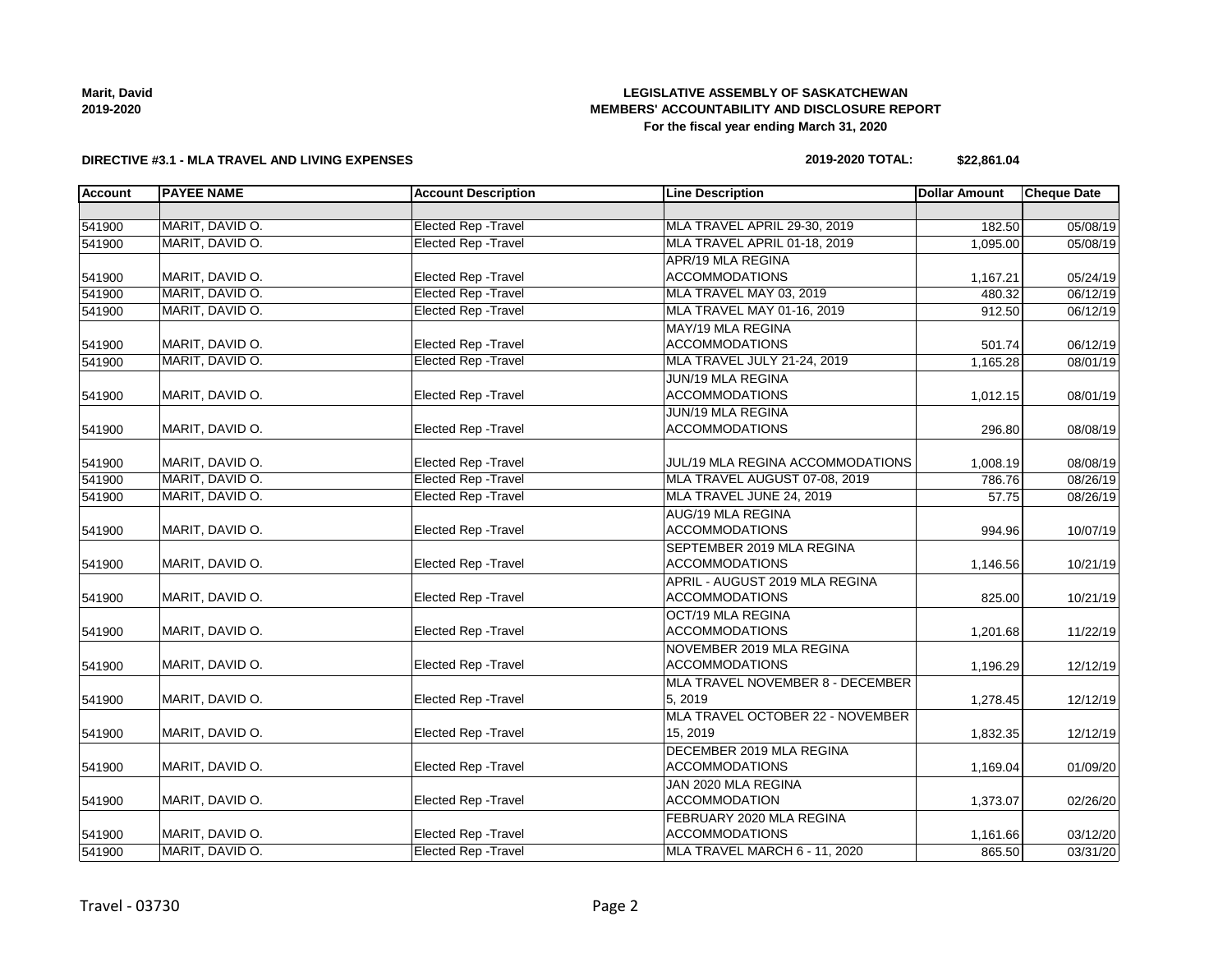**Marit, David**
**2019-2020**

**LEGISLATIVE ASSEMBLY OF SASKATCHEWAN**
**MEMBERS' ACCOUNTABILITY AND DISCLOSURE REPORT**
**For the fiscal year ending March 31, 2020**

**DIRECTIVE #3.1 - MLA TRAVEL AND LIVING EXPENSES**

**2019-2020 TOTAL: $22,861.04**

| Account | PAYEE NAME | Account Description | Line Description | Dollar Amount | Cheque Date |
|---|---|---|---|---|---|
| | | | | | |
| 541900 | MARIT, DAVID O. | Elected Rep -Travel | MLA TRAVEL APRIL 29-30, 2019 | 182.50 | 05/08/19 |
| 541900 | MARIT, DAVID O. | Elected Rep -Travel | MLA TRAVEL APRIL 01-18, 2019 | 1,095.00 | 05/08/19 |
| 541900 | MARIT, DAVID O. | Elected Rep -Travel | APR/19 MLA REGINA ACCOMMODATIONS | 1,167.21 | 05/24/19 |
| 541900 | MARIT, DAVID O. | Elected Rep -Travel | MLA TRAVEL MAY 03, 2019 | 480.32 | 06/12/19 |
| 541900 | MARIT, DAVID O. | Elected Rep -Travel | MLA TRAVEL MAY 01-16, 2019 | 912.50 | 06/12/19 |
| 541900 | MARIT, DAVID O. | Elected Rep -Travel | MAY/19 MLA REGINA ACCOMMODATIONS | 501.74 | 06/12/19 |
| 541900 | MARIT, DAVID O. | Elected Rep -Travel | MLA TRAVEL JULY 21-24, 2019 | 1,165.28 | 08/01/19 |
| 541900 | MARIT, DAVID O. | Elected Rep -Travel | JUN/19 MLA REGINA ACCOMMODATIONS | 1,012.15 | 08/01/19 |
| 541900 | MARIT, DAVID O. | Elected Rep -Travel | JUN/19 MLA REGINA ACCOMMODATIONS | 296.80 | 08/08/19 |
| 541900 | MARIT, DAVID O. | Elected Rep -Travel | JUL/19 MLA REGINA ACCOMMODATIONS | 1,008.19 | 08/08/19 |
| 541900 | MARIT, DAVID O. | Elected Rep -Travel | MLA TRAVEL AUGUST 07-08, 2019 | 786.76 | 08/26/19 |
| 541900 | MARIT, DAVID O. | Elected Rep -Travel | MLA TRAVEL JUNE 24, 2019 | 57.75 | 08/26/19 |
| 541900 | MARIT, DAVID O. | Elected Rep -Travel | AUG/19 MLA REGINA ACCOMMODATIONS | 994.96 | 10/07/19 |
| 541900 | MARIT, DAVID O. | Elected Rep -Travel | SEPTEMBER 2019 MLA REGINA ACCOMMODATIONS | 1,146.56 | 10/21/19 |
| 541900 | MARIT, DAVID O. | Elected Rep -Travel | APRIL - AUGUST 2019 MLA REGINA ACCOMMODATIONS | 825.00 | 10/21/19 |
| 541900 | MARIT, DAVID O. | Elected Rep -Travel | OCT/19 MLA REGINA ACCOMMODATIONS | 1,201.68 | 11/22/19 |
| 541900 | MARIT, DAVID O. | Elected Rep -Travel | NOVEMBER 2019 MLA REGINA ACCOMMODATIONS | 1,196.29 | 12/12/19 |
| 541900 | MARIT, DAVID O. | Elected Rep -Travel | MLA TRAVEL NOVEMBER 8 - DECEMBER 5, 2019 | 1,278.45 | 12/12/19 |
| 541900 | MARIT, DAVID O. | Elected Rep -Travel | MLA TRAVEL OCTOBER 22 - NOVEMBER 15, 2019 | 1,832.35 | 12/12/19 |
| 541900 | MARIT, DAVID O. | Elected Rep -Travel | DECEMBER 2019 MLA REGINA ACCOMMODATIONS | 1,169.04 | 01/09/20 |
| 541900 | MARIT, DAVID O. | Elected Rep -Travel | JAN 2020 MLA REGINA ACCOMMODATION | 1,373.07 | 02/26/20 |
| 541900 | MARIT, DAVID O. | Elected Rep -Travel | FEBRUARY 2020 MLA REGINA ACCOMMODATIONS | 1,161.66 | 03/12/20 |
| 541900 | MARIT, DAVID O. | Elected Rep -Travel | MLA TRAVEL MARCH 6 - 11, 2020 | 865.50 | 03/31/20 |

Travel - 03730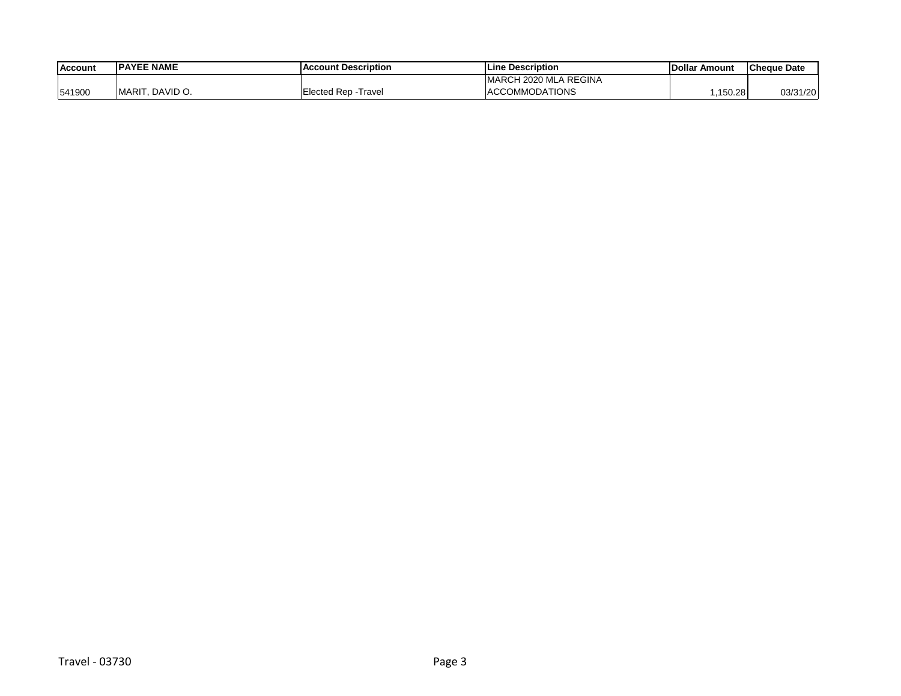| Account | PAYEE NAME | Account Description | Line Description | Dollar Amount | Cheque Date |
|---|---|---|---|---|---|
| 541900 | MARIT, DAVID O. | Elected Rep -Travel | MARCH 2020 MLA REGINA ACCOMMODATIONS | 1,150.28 | 03/31/20 |

Travel - 03730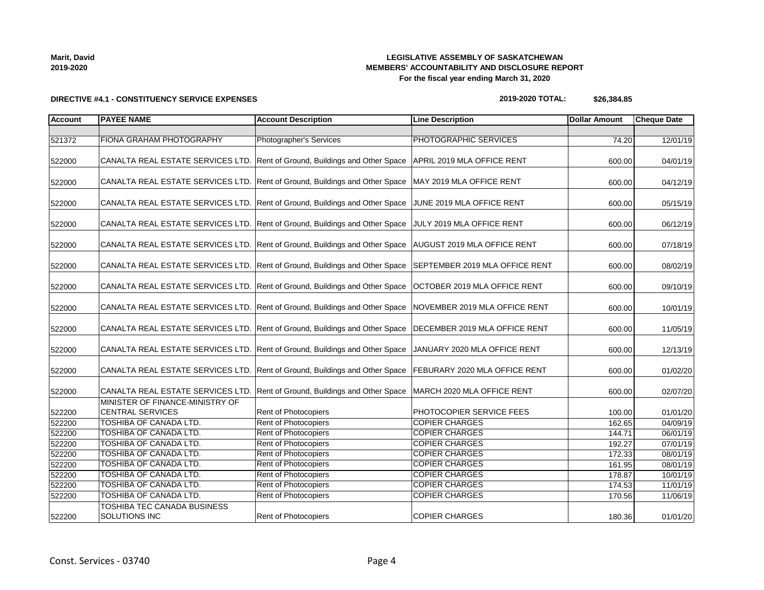**LEGISLATIVE ASSEMBLY OF SASKATCHEWAN**
**MEMBERS' ACCOUNTABILITY AND DISCLOSURE REPORT**
**For the fiscal year ending March 31, 2020**

Marit, David
2019-2020

**DIRECTIVE #4.1 - CONSTITUENCY SERVICE EXPENSES** **2019-2020 TOTAL: $26,384.85**

| Account | PAYEE NAME | Account Description | Line Description | Dollar Amount | Cheque Date |
|---|---|---|---|---|---|
| | | | | | |
| 521372 | FIONA GRAHAM PHOTOGRAPHY | Photographer's Services | PHOTOGRAPHIC SERVICES | 74.20 | 12/01/19 |
| 522000 | CANALTA REAL ESTATE SERVICES LTD. | Rent of Ground, Buildings and Other Space | APRIL 2019 MLA OFFICE RENT | 600.00 | 04/01/19 |
| 522000 | CANALTA REAL ESTATE SERVICES LTD. | Rent of Ground, Buildings and Other Space | MAY 2019 MLA OFFICE RENT | 600.00 | 04/12/19 |
| 522000 | CANALTA REAL ESTATE SERVICES LTD. | Rent of Ground, Buildings and Other Space | JUNE 2019 MLA OFFICE RENT | 600.00 | 05/15/19 |
| 522000 | CANALTA REAL ESTATE SERVICES LTD. | Rent of Ground, Buildings and Other Space | JULY 2019 MLA OFFICE RENT | 600.00 | 06/12/19 |
| 522000 | CANALTA REAL ESTATE SERVICES LTD. | Rent of Ground, Buildings and Other Space | AUGUST 2019 MLA OFFICE RENT | 600.00 | 07/18/19 |
| 522000 | CANALTA REAL ESTATE SERVICES LTD. | Rent of Ground, Buildings and Other Space | SEPTEMBER 2019 MLA OFFICE RENT | 600.00 | 08/02/19 |
| 522000 | CANALTA REAL ESTATE SERVICES LTD. | Rent of Ground, Buildings and Other Space | OCTOBER 2019 MLA OFFICE RENT | 600.00 | 09/10/19 |
| 522000 | CANALTA REAL ESTATE SERVICES LTD. | Rent of Ground, Buildings and Other Space | NOVEMBER 2019 MLA OFFICE RENT | 600.00 | 10/01/19 |
| 522000 | CANALTA REAL ESTATE SERVICES LTD. | Rent of Ground, Buildings and Other Space | DECEMBER 2019 MLA OFFICE RENT | 600.00 | 11/05/19 |
| 522000 | CANALTA REAL ESTATE SERVICES LTD. | Rent of Ground, Buildings and Other Space | JANUARY 2020 MLA OFFICE RENT | 600.00 | 12/13/19 |
| 522000 | CANALTA REAL ESTATE SERVICES LTD. | Rent of Ground, Buildings and Other Space | FEBURARY 2020 MLA OFFICE RENT | 600.00 | 01/02/20 |
| 522000 | CANALTA REAL ESTATE SERVICES LTD. | Rent of Ground, Buildings and Other Space | MARCH 2020 MLA OFFICE RENT | 600.00 | 02/07/20 |
| 522200 | MINISTER OF FINANCE-MINISTRY OF CENTRAL SERVICES | Rent of Photocopiers | PHOTOCOPIER SERVICE FEES | 100.00 | 01/01/20 |
| 522200 | TOSHIBA OF CANADA LTD. | Rent of Photocopiers | COPIER CHARGES | 162.65 | 04/09/19 |
| 522200 | TOSHIBA OF CANADA LTD. | Rent of Photocopiers | COPIER CHARGES | 144.71 | 06/01/19 |
| 522200 | TOSHIBA OF CANADA LTD. | Rent of Photocopiers | COPIER CHARGES | 192.27 | 07/01/19 |
| 522200 | TOSHIBA OF CANADA LTD. | Rent of Photocopiers | COPIER CHARGES | 172.33 | 08/01/19 |
| 522200 | TOSHIBA OF CANADA LTD. | Rent of Photocopiers | COPIER CHARGES | 161.95 | 08/01/19 |
| 522200 | TOSHIBA OF CANADA LTD. | Rent of Photocopiers | COPIER CHARGES | 178.87 | 10/01/19 |
| 522200 | TOSHIBA OF CANADA LTD. | Rent of Photocopiers | COPIER CHARGES | 174.53 | 11/01/19 |
| 522200 | TOSHIBA OF CANADA LTD. | Rent of Photocopiers | COPIER CHARGES | 170.56 | 11/06/19 |
| 522200 | TOSHIBA TEC CANADA BUSINESS SOLUTIONS INC | Rent of Photocopiers | COPIER CHARGES | 180.36 | 01/01/20 |

Const. Services - 03740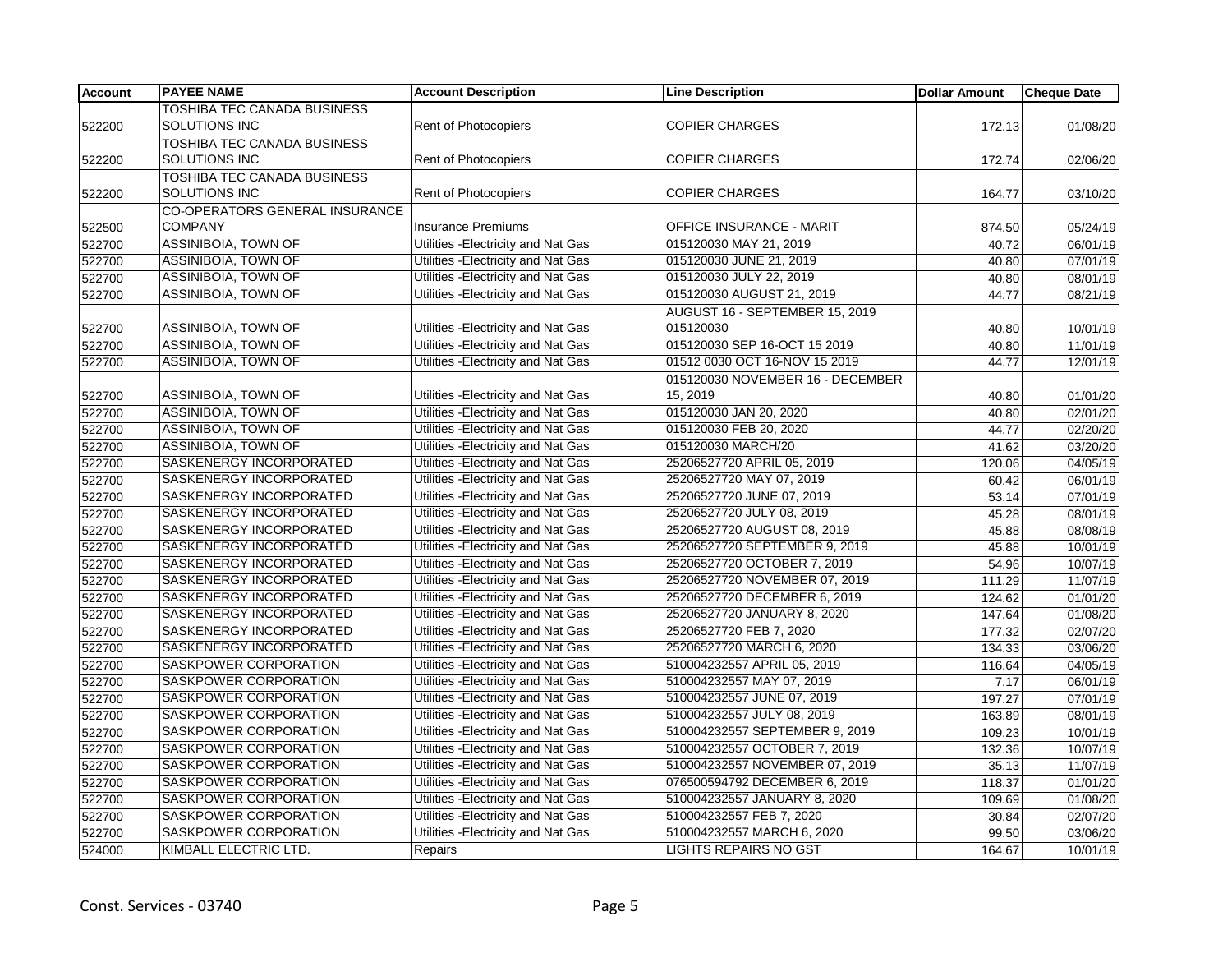| Account | PAYEE NAME | Account Description | Line Description | Dollar Amount | Cheque Date |
|---|---|---|---|---|---|
| 522200 | TOSHIBA TEC CANADA BUSINESS SOLUTIONS INC | Rent of Photocopiers | COPIER CHARGES | 172.13 | 01/08/20 |
| 522200 | TOSHIBA TEC CANADA BUSINESS SOLUTIONS INC | Rent of Photocopiers | COPIER CHARGES | 172.74 | 02/06/20 |
| 522200 | TOSHIBA TEC CANADA BUSINESS SOLUTIONS INC | Rent of Photocopiers | COPIER CHARGES | 164.77 | 03/10/20 |
| 522500 | CO-OPERATORS GENERAL INSURANCE COMPANY | Insurance Premiums | OFFICE INSURANCE - MARIT | 874.50 | 05/24/19 |
| 522700 | ASSINIBOIA, TOWN OF | Utilities -Electricity and Nat Gas | 015120030 MAY 21, 2019 | 40.72 | 06/01/19 |
| 522700 | ASSINIBOIA, TOWN OF | Utilities -Electricity and Nat Gas | 015120030 JUNE 21, 2019 | 40.80 | 07/01/19 |
| 522700 | ASSINIBOIA, TOWN OF | Utilities -Electricity and Nat Gas | 015120030 JULY 22, 2019 | 40.80 | 08/01/19 |
| 522700 | ASSINIBOIA, TOWN OF | Utilities -Electricity and Nat Gas | 015120030 AUGUST 21, 2019 | 44.77 | 08/21/19 |
| 522700 | ASSINIBOIA, TOWN OF | Utilities -Electricity and Nat Gas | AUGUST 16 - SEPTEMBER 15, 2019 015120030 | 40.80 | 10/01/19 |
| 522700 | ASSINIBOIA, TOWN OF | Utilities -Electricity and Nat Gas | 015120030 SEP 16-OCT 15 2019 | 40.80 | 11/01/19 |
| 522700 | ASSINIBOIA, TOWN OF | Utilities -Electricity and Nat Gas | 01512 0030 OCT 16-NOV 15 2019 | 44.77 | 12/01/19 |
| 522700 | ASSINIBOIA, TOWN OF | Utilities -Electricity and Nat Gas | 015120030 NOVEMBER 16 - DECEMBER 15, 2019 | 40.80 | 01/01/20 |
| 522700 | ASSINIBOIA, TOWN OF | Utilities -Electricity and Nat Gas | 015120030 JAN 20, 2020 | 40.80 | 02/01/20 |
| 522700 | ASSINIBOIA, TOWN OF | Utilities -Electricity and Nat Gas | 015120030 FEB 20, 2020 | 44.77 | 02/20/20 |
| 522700 | ASSINIBOIA, TOWN OF | Utilities -Electricity and Nat Gas | 015120030 MARCH/20 | 41.62 | 03/20/20 |
| 522700 | SASKENERGY INCORPORATED | Utilities -Electricity and Nat Gas | 25206527720 APRIL 05, 2019 | 120.06 | 04/05/19 |
| 522700 | SASKENERGY INCORPORATED | Utilities -Electricity and Nat Gas | 25206527720 MAY 07, 2019 | 60.42 | 06/01/19 |
| 522700 | SASKENERGY INCORPORATED | Utilities -Electricity and Nat Gas | 25206527720 JUNE 07, 2019 | 53.14 | 07/01/19 |
| 522700 | SASKENERGY INCORPORATED | Utilities -Electricity and Nat Gas | 25206527720 JULY 08, 2019 | 45.28 | 08/01/19 |
| 522700 | SASKENERGY INCORPORATED | Utilities -Electricity and Nat Gas | 25206527720 AUGUST 08, 2019 | 45.88 | 08/08/19 |
| 522700 | SASKENERGY INCORPORATED | Utilities -Electricity and Nat Gas | 25206527720 SEPTEMBER 9, 2019 | 45.88 | 10/01/19 |
| 522700 | SASKENERGY INCORPORATED | Utilities -Electricity and Nat Gas | 25206527720 OCTOBER 7, 2019 | 54.96 | 10/07/19 |
| 522700 | SASKENERGY INCORPORATED | Utilities -Electricity and Nat Gas | 25206527720 NOVEMBER 07, 2019 | 111.29 | 11/07/19 |
| 522700 | SASKENERGY INCORPORATED | Utilities -Electricity and Nat Gas | 25206527720 DECEMBER 6, 2019 | 124.62 | 01/01/20 |
| 522700 | SASKENERGY INCORPORATED | Utilities -Electricity and Nat Gas | 25206527720 JANUARY 8, 2020 | 147.64 | 01/08/20 |
| 522700 | SASKENERGY INCORPORATED | Utilities -Electricity and Nat Gas | 25206527720 FEB 7, 2020 | 177.32 | 02/07/20 |
| 522700 | SASKENERGY INCORPORATED | Utilities -Electricity and Nat Gas | 25206527720 MARCH 6, 2020 | 134.33 | 03/06/20 |
| 522700 | SASKPOWER CORPORATION | Utilities -Electricity and Nat Gas | 510004232557 APRIL 05, 2019 | 116.64 | 04/05/19 |
| 522700 | SASKPOWER CORPORATION | Utilities -Electricity and Nat Gas | 510004232557 MAY 07, 2019 | 7.17 | 06/01/19 |
| 522700 | SASKPOWER CORPORATION | Utilities -Electricity and Nat Gas | 510004232557 JUNE 07, 2019 | 197.27 | 07/01/19 |
| 522700 | SASKPOWER CORPORATION | Utilities -Electricity and Nat Gas | 510004232557 JULY 08, 2019 | 163.89 | 08/01/19 |
| 522700 | SASKPOWER CORPORATION | Utilities -Electricity and Nat Gas | 510004232557 SEPTEMBER 9, 2019 | 109.23 | 10/01/19 |
| 522700 | SASKPOWER CORPORATION | Utilities -Electricity and Nat Gas | 510004232557 OCTOBER 7, 2019 | 132.36 | 10/07/19 |
| 522700 | SASKPOWER CORPORATION | Utilities -Electricity and Nat Gas | 510004232557 NOVEMBER 07, 2019 | 35.13 | 11/07/19 |
| 522700 | SASKPOWER CORPORATION | Utilities -Electricity and Nat Gas | 076500594792 DECEMBER 6, 2019 | 118.37 | 01/01/20 |
| 522700 | SASKPOWER CORPORATION | Utilities -Electricity and Nat Gas | 510004232557 JANUARY 8, 2020 | 109.69 | 01/08/20 |
| 522700 | SASKPOWER CORPORATION | Utilities -Electricity and Nat Gas | 510004232557 FEB 7, 2020 | 30.84 | 02/07/20 |
| 522700 | SASKPOWER CORPORATION | Utilities -Electricity and Nat Gas | 510004232557 MARCH 6, 2020 | 99.50 | 03/06/20 |
| 524000 | KIMBALL ELECTRIC LTD. | Repairs | LIGHTS REPAIRS NO GST | 164.67 | 10/01/19 |

Const. Services - 03740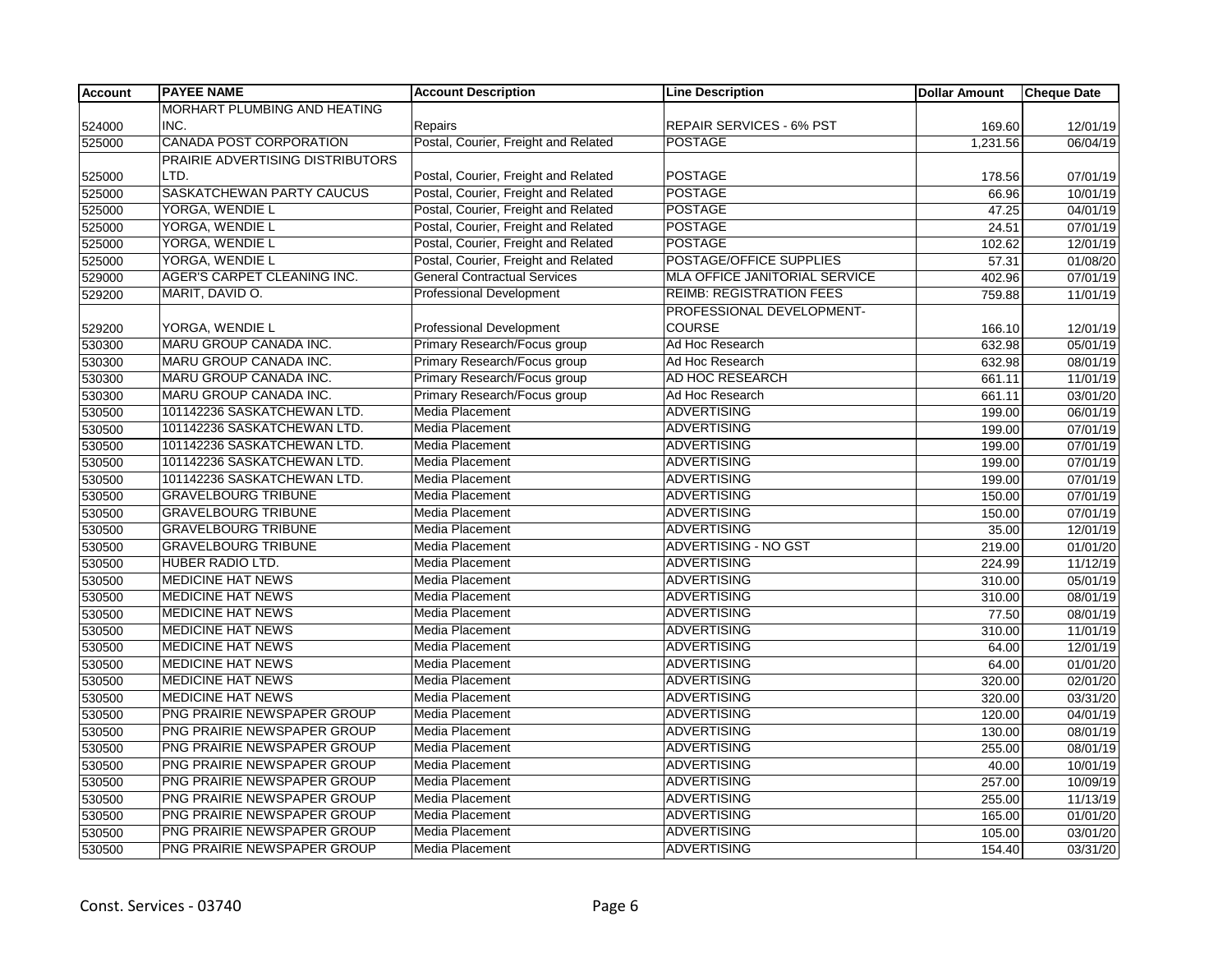| Account | PAYEE NAME | Account Description | Line Description | Dollar Amount | Cheque Date |
| --- | --- | --- | --- | --- | --- |
| 524000 | MORHART PLUMBING AND HEATING INC. | Repairs | REPAIR SERVICES - 6% PST | 169.60 | 12/01/19 |
| 525000 | CANADA POST CORPORATION | Postal, Courier, Freight and Related | POSTAGE | 1,231.56 | 06/04/19 |
| 525000 | PRAIRIE ADVERTISING DISTRIBUTORS LTD. | Postal, Courier, Freight and Related | POSTAGE | 178.56 | 07/01/19 |
| 525000 | SASKATCHEWAN PARTY CAUCUS | Postal, Courier, Freight and Related | POSTAGE | 66.96 | 10/01/19 |
| 525000 | YORGA, WENDIE L | Postal, Courier, Freight and Related | POSTAGE | 47.25 | 04/01/19 |
| 525000 | YORGA, WENDIE L | Postal, Courier, Freight and Related | POSTAGE | 24.51 | 07/01/19 |
| 525000 | YORGA, WENDIE L | Postal, Courier, Freight and Related | POSTAGE | 102.62 | 12/01/19 |
| 525000 | YORGA, WENDIE L | Postal, Courier, Freight and Related | POSTAGE/OFFICE SUPPLIES | 57.31 | 01/08/20 |
| 529000 | AGER'S CARPET CLEANING INC. | General Contractual Services | MLA OFFICE JANITORIAL SERVICE | 402.96 | 07/01/19 |
| 529200 | MARIT, DAVID O. | Professional Development | REIMB: REGISTRATION FEES | 759.88 | 11/01/19 |
| 529200 | YORGA, WENDIE L | Professional Development | PROFESSIONAL DEVELOPMENT-COURSE | 166.10 | 12/01/19 |
| 530300 | MARU GROUP CANADA INC. | Primary Research/Focus group | Ad Hoc Research | 632.98 | 05/01/19 |
| 530300 | MARU GROUP CANADA INC. | Primary Research/Focus group | Ad Hoc Research | 632.98 | 08/01/19 |
| 530300 | MARU GROUP CANADA INC. | Primary Research/Focus group | AD HOC RESEARCH | 661.11 | 11/01/19 |
| 530300 | MARU GROUP CANADA INC. | Primary Research/Focus group | Ad Hoc Research | 661.11 | 03/01/20 |
| 530500 | 101142236 SASKATCHEWAN LTD. | Media Placement | ADVERTISING | 199.00 | 06/01/19 |
| 530500 | 101142236 SASKATCHEWAN LTD. | Media Placement | ADVERTISING | 199.00 | 07/01/19 |
| 530500 | 101142236 SASKATCHEWAN LTD. | Media Placement | ADVERTISING | 199.00 | 07/01/19 |
| 530500 | 101142236 SASKATCHEWAN LTD. | Media Placement | ADVERTISING | 199.00 | 07/01/19 |
| 530500 | 101142236 SASKATCHEWAN LTD. | Media Placement | ADVERTISING | 199.00 | 07/01/19 |
| 530500 | GRAVELBOURG TRIBUNE | Media Placement | ADVERTISING | 150.00 | 07/01/19 |
| 530500 | GRAVELBOURG TRIBUNE | Media Placement | ADVERTISING | 150.00 | 07/01/19 |
| 530500 | GRAVELBOURG TRIBUNE | Media Placement | ADVERTISING | 35.00 | 12/01/19 |
| 530500 | GRAVELBOURG TRIBUNE | Media Placement | ADVERTISING - NO GST | 219.00 | 01/01/20 |
| 530500 | HUBER RADIO LTD. | Media Placement | ADVERTISING | 224.99 | 11/12/19 |
| 530500 | MEDICINE HAT NEWS | Media Placement | ADVERTISING | 310.00 | 05/01/19 |
| 530500 | MEDICINE HAT NEWS | Media Placement | ADVERTISING | 310.00 | 08/01/19 |
| 530500 | MEDICINE HAT NEWS | Media Placement | ADVERTISING | 77.50 | 08/01/19 |
| 530500 | MEDICINE HAT NEWS | Media Placement | ADVERTISING | 310.00 | 11/01/19 |
| 530500 | MEDICINE HAT NEWS | Media Placement | ADVERTISING | 64.00 | 12/01/19 |
| 530500 | MEDICINE HAT NEWS | Media Placement | ADVERTISING | 64.00 | 01/01/20 |
| 530500 | MEDICINE HAT NEWS | Media Placement | ADVERTISING | 320.00 | 02/01/20 |
| 530500 | MEDICINE HAT NEWS | Media Placement | ADVERTISING | 320.00 | 03/31/20 |
| 530500 | PNG PRAIRIE NEWSPAPER GROUP | Media Placement | ADVERTISING | 120.00 | 04/01/19 |
| 530500 | PNG PRAIRIE NEWSPAPER GROUP | Media Placement | ADVERTISING | 130.00 | 08/01/19 |
| 530500 | PNG PRAIRIE NEWSPAPER GROUP | Media Placement | ADVERTISING | 255.00 | 08/01/19 |
| 530500 | PNG PRAIRIE NEWSPAPER GROUP | Media Placement | ADVERTISING | 40.00 | 10/01/19 |
| 530500 | PNG PRAIRIE NEWSPAPER GROUP | Media Placement | ADVERTISING | 257.00 | 10/09/19 |
| 530500 | PNG PRAIRIE NEWSPAPER GROUP | Media Placement | ADVERTISING | 255.00 | 11/13/19 |
| 530500 | PNG PRAIRIE NEWSPAPER GROUP | Media Placement | ADVERTISING | 165.00 | 01/01/20 |
| 530500 | PNG PRAIRIE NEWSPAPER GROUP | Media Placement | ADVERTISING | 105.00 | 03/01/20 |
| 530500 | PNG PRAIRIE NEWSPAPER GROUP | Media Placement | ADVERTISING | 154.40 | 03/31/20 |

Const. Services - 03740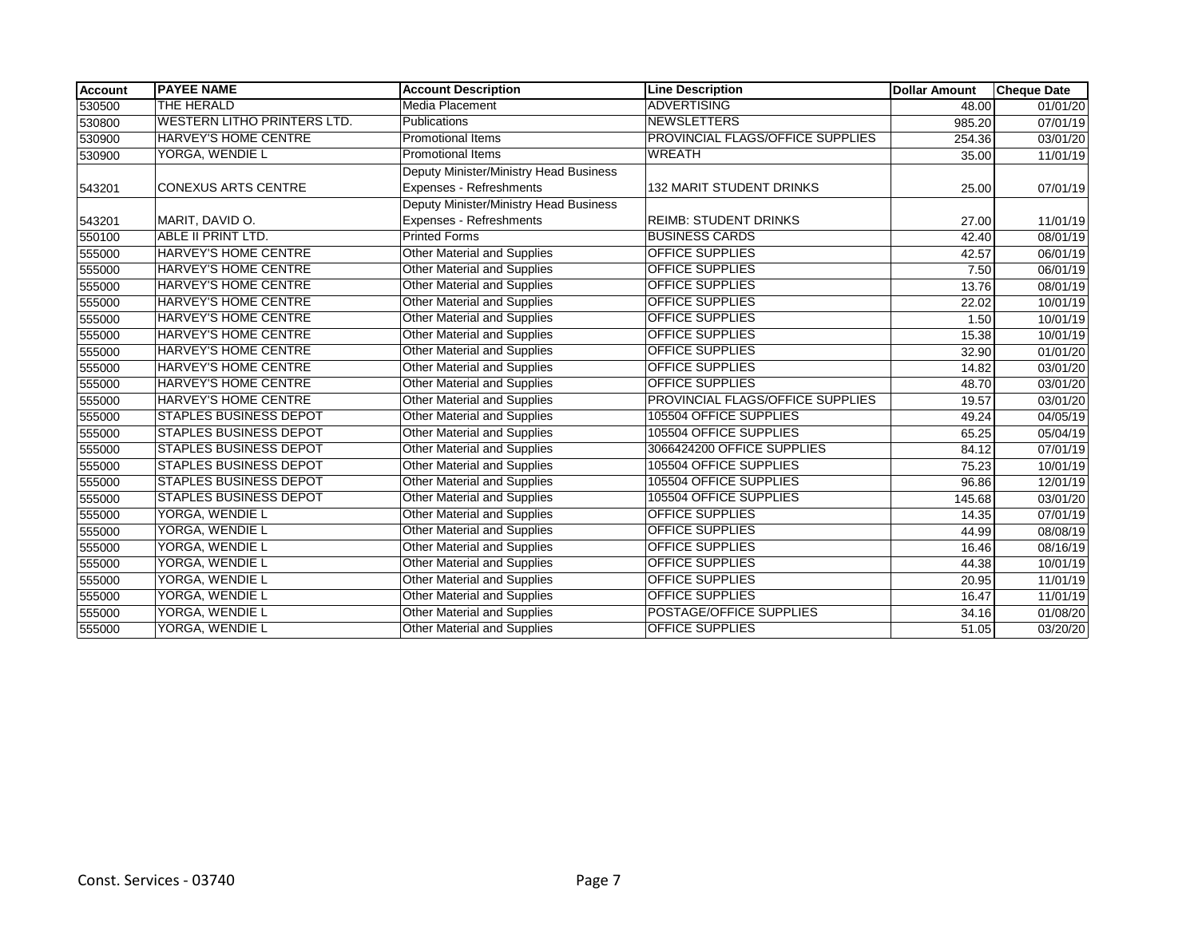| Account | PAYEE NAME | Account Description | Line Description | Dollar Amount | Cheque Date |
|---|---|---|---|---|---|
| 530500 | THE HERALD | Media Placement | ADVERTISING | 48.00 | 01/01/20 |
| 530800 | WESTERN LITHO PRINTERS LTD. | Publications | NEWSLETTERS | 985.20 | 07/01/19 |
| 530900 | HARVEY'S HOME CENTRE | Promotional Items | PROVINCIAL FLAGS/OFFICE SUPPLIES | 254.36 | 03/01/20 |
| 530900 | YORGA, WENDIE L | Promotional Items | WREATH | 35.00 | 11/01/19 |
| 543201 | CONEXUS ARTS CENTRE | Deputy Minister/Ministry Head Business Expenses - Refreshments | 132 MARIT STUDENT DRINKS | 25.00 | 07/01/19 |
| 543201 | MARIT, DAVID O. | Deputy Minister/Ministry Head Business Expenses - Refreshments | REIMB: STUDENT DRINKS | 27.00 | 11/01/19 |
| 550100 | ABLE II PRINT LTD. | Printed Forms | BUSINESS CARDS | 42.40 | 08/01/19 |
| 555000 | HARVEY'S HOME CENTRE | Other Material and Supplies | OFFICE SUPPLIES | 42.57 | 06/01/19 |
| 555000 | HARVEY'S HOME CENTRE | Other Material and Supplies | OFFICE SUPPLIES | 7.50 | 06/01/19 |
| 555000 | HARVEY'S HOME CENTRE | Other Material and Supplies | OFFICE SUPPLIES | 13.76 | 08/01/19 |
| 555000 | HARVEY'S HOME CENTRE | Other Material and Supplies | OFFICE SUPPLIES | 22.02 | 10/01/19 |
| 555000 | HARVEY'S HOME CENTRE | Other Material and Supplies | OFFICE SUPPLIES | 1.50 | 10/01/19 |
| 555000 | HARVEY'S HOME CENTRE | Other Material and Supplies | OFFICE SUPPLIES | 15.38 | 10/01/19 |
| 555000 | HARVEY'S HOME CENTRE | Other Material and Supplies | OFFICE SUPPLIES | 32.90 | 01/01/20 |
| 555000 | HARVEY'S HOME CENTRE | Other Material and Supplies | OFFICE SUPPLIES | 14.82 | 03/01/20 |
| 555000 | HARVEY'S HOME CENTRE | Other Material and Supplies | OFFICE SUPPLIES | 48.70 | 03/01/20 |
| 555000 | HARVEY'S HOME CENTRE | Other Material and Supplies | PROVINCIAL FLAGS/OFFICE SUPPLIES | 19.57 | 03/01/20 |
| 555000 | STAPLES BUSINESS DEPOT | Other Material and Supplies | 105504 OFFICE SUPPLIES | 49.24 | 04/05/19 |
| 555000 | STAPLES BUSINESS DEPOT | Other Material and Supplies | 105504 OFFICE SUPPLIES | 65.25 | 05/04/19 |
| 555000 | STAPLES BUSINESS DEPOT | Other Material and Supplies | 3066424200 OFFICE SUPPLIES | 84.12 | 07/01/19 |
| 555000 | STAPLES BUSINESS DEPOT | Other Material and Supplies | 105504 OFFICE SUPPLIES | 75.23 | 10/01/19 |
| 555000 | STAPLES BUSINESS DEPOT | Other Material and Supplies | 105504 OFFICE SUPPLIES | 96.86 | 12/01/19 |
| 555000 | STAPLES BUSINESS DEPOT | Other Material and Supplies | 105504 OFFICE SUPPLIES | 145.68 | 03/01/20 |
| 555000 | YORGA, WENDIE L | Other Material and Supplies | OFFICE SUPPLIES | 14.35 | 07/01/19 |
| 555000 | YORGA, WENDIE L | Other Material and Supplies | OFFICE SUPPLIES | 44.99 | 08/08/19 |
| 555000 | YORGA, WENDIE L | Other Material and Supplies | OFFICE SUPPLIES | 16.46 | 08/16/19 |
| 555000 | YORGA, WENDIE L | Other Material and Supplies | OFFICE SUPPLIES | 44.38 | 10/01/19 |
| 555000 | YORGA, WENDIE L | Other Material and Supplies | OFFICE SUPPLIES | 20.95 | 11/01/19 |
| 555000 | YORGA, WENDIE L | Other Material and Supplies | OFFICE SUPPLIES | 16.47 | 11/01/19 |
| 555000 | YORGA, WENDIE L | Other Material and Supplies | POSTAGE/OFFICE SUPPLIES | 34.16 | 01/08/20 |
| 555000 | YORGA, WENDIE L | Other Material and Supplies | OFFICE SUPPLIES | 51.05 | 03/20/20 |

Const. Services - 03740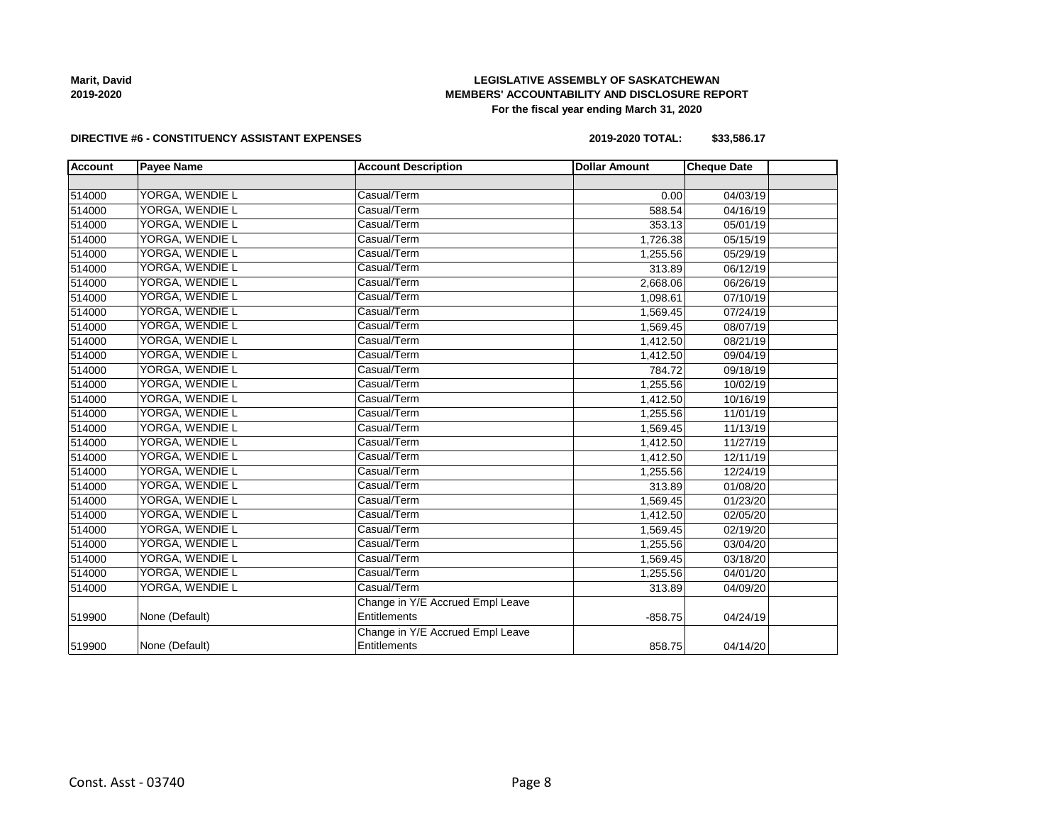Marit, David
2019-2020

**LEGISLATIVE ASSEMBLY OF SASKATCHEWAN**
**MEMBERS' ACCOUNTABILITY AND DISCLOSURE REPORT**
**For the fiscal year ending March 31, 2020**

**DIRECTIVE #6 - CONSTITUENCY ASSISTANT EXPENSES** **2019-2020 TOTAL: $33,586.17**

| Account | Payee Name | Account Description | Dollar Amount | Cheque Date | |
|---|---|---|---|---|---|
| | | | | | |
| 514000 | YORGA, WENDIE L | Casual/Term | 0.00 | 04/03/19 | |
| 514000 | YORGA, WENDIE L | Casual/Term | 588.54 | 04/16/19 | |
| 514000 | YORGA, WENDIE L | Casual/Term | 353.13 | 05/01/19 | |
| 514000 | YORGA, WENDIE L | Casual/Term | 1,726.38 | 05/15/19 | |
| 514000 | YORGA, WENDIE L | Casual/Term | 1,255.56 | 05/29/19 | |
| 514000 | YORGA, WENDIE L | Casual/Term | 313.89 | 06/12/19 | |
| 514000 | YORGA, WENDIE L | Casual/Term | 2,668.06 | 06/26/19 | |
| 514000 | YORGA, WENDIE L | Casual/Term | 1,098.61 | 07/10/19 | |
| 514000 | YORGA, WENDIE L | Casual/Term | 1,569.45 | 07/24/19 | |
| 514000 | YORGA, WENDIE L | Casual/Term | 1,569.45 | 08/07/19 | |
| 514000 | YORGA, WENDIE L | Casual/Term | 1,412.50 | 08/21/19 | |
| 514000 | YORGA, WENDIE L | Casual/Term | 1,412.50 | 09/04/19 | |
| 514000 | YORGA, WENDIE L | Casual/Term | 784.72 | 09/18/19 | |
| 514000 | YORGA, WENDIE L | Casual/Term | 1,255.56 | 10/02/19 | |
| 514000 | YORGA, WENDIE L | Casual/Term | 1,412.50 | 10/16/19 | |
| 514000 | YORGA, WENDIE L | Casual/Term | 1,255.56 | 11/01/19 | |
| 514000 | YORGA, WENDIE L | Casual/Term | 1,569.45 | 11/13/19 | |
| 514000 | YORGA, WENDIE L | Casual/Term | 1,412.50 | 11/27/19 | |
| 514000 | YORGA, WENDIE L | Casual/Term | 1,412.50 | 12/11/19 | |
| 514000 | YORGA, WENDIE L | Casual/Term | 1,255.56 | 12/24/19 | |
| 514000 | YORGA, WENDIE L | Casual/Term | 313.89 | 01/08/20 | |
| 514000 | YORGA, WENDIE L | Casual/Term | 1,569.45 | 01/23/20 | |
| 514000 | YORGA, WENDIE L | Casual/Term | 1,412.50 | 02/05/20 | |
| 514000 | YORGA, WENDIE L | Casual/Term | 1,569.45 | 02/19/20 | |
| 514000 | YORGA, WENDIE L | Casual/Term | 1,255.56 | 03/04/20 | |
| 514000 | YORGA, WENDIE L | Casual/Term | 1,569.45 | 03/18/20 | |
| 514000 | YORGA, WENDIE L | Casual/Term | 1,255.56 | 04/01/20 | |
| 514000 | YORGA, WENDIE L | Casual/Term | 313.89 | 04/09/20 | |
| 519900 | None (Default) | Change in Y/E Accrued Empl Leave Entitlements | -858.75 | 04/24/19 | |
| 519900 | None (Default) | Change in Y/E Accrued Empl Leave Entitlements | 858.75 | 04/14/20 | |

Const. Asst - 03740